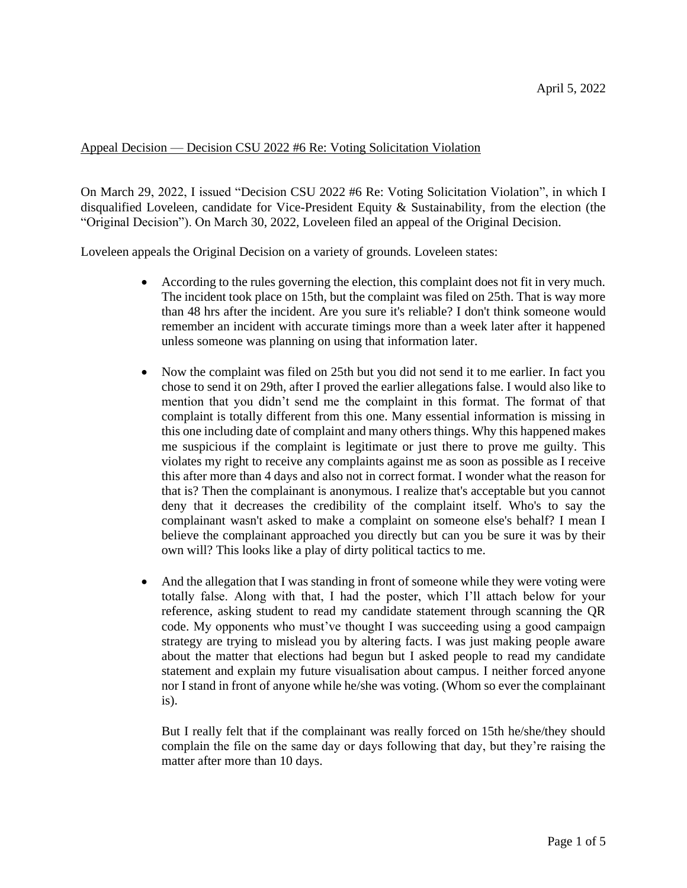April 5, 2022

Appeal Decision — Decision CSU 2022 #6 Re: Voting Solicitation Violation

On March 29, 2022, I issued "Decision CSU 2022 #6 Re: Voting Solicitation Violation", in which I disqualified Loveleen, candidate for Vice-President Equity & Sustainability, from the election (the "Original Decision"). On March 30, 2022, Loveleen filed an appeal of the Original Decision.

Loveleen appeals the Original Decision on a variety of grounds. Loveleen states:

> - According to the rules governing the election, this complaint does not fit in very much. The incident took place on 15th, but the complaint was filed on 25th. That is way more than 48 hrs after the incident. Are you sure it's reliable? I don't think someone would remember an incident with accurate timings more than a week later after it happened unless someone was planning on using that information later.
>
> - Now the complaint was filed on 25th but you did not send it to me earlier. In fact you chose to send it on 29th, after I proved the earlier allegations false. I would also like to mention that you didn't send me the complaint in this format. The format of that complaint is totally different from this one. Many essential information is missing in this one including date of complaint and many others things. Why this happened makes me suspicious if the complaint is legitimate or just there to prove me guilty. This violates my right to receive any complaints against me as soon as possible as I receive this after more than 4 days and also not in correct format. I wonder what the reason for that is? Then the complainant is anonymous. I realize that's acceptable but you cannot deny that it decreases the credibility of the complaint itself. Who's to say the complainant wasn't asked to make a complaint on someone else's behalf? I mean I believe the complainant approached you directly but can you be sure it was by their own will? This looks like a play of dirty political tactics to me.
>
> - And the allegation that I was standing in front of someone while they were voting were totally false. Along with that, I had the poster, which I'll attach below for your reference, asking student to read my candidate statement through scanning the QR code. My opponents who must've thought I was succeeding using a good campaign strategy are trying to mislead you by altering facts. I was just making people aware about the matter that elections had begun but I asked people to read my candidate statement and explain my future visualisation about campus. I neither forced anyone nor I stand in front of anyone while he/she was voting. (Whom so ever the complainant is).
>
>   But I really felt that if the complainant was really forced on 15th he/she/they should complain the file on the same day or days following that day, but they're raising the matter after more than 10 days.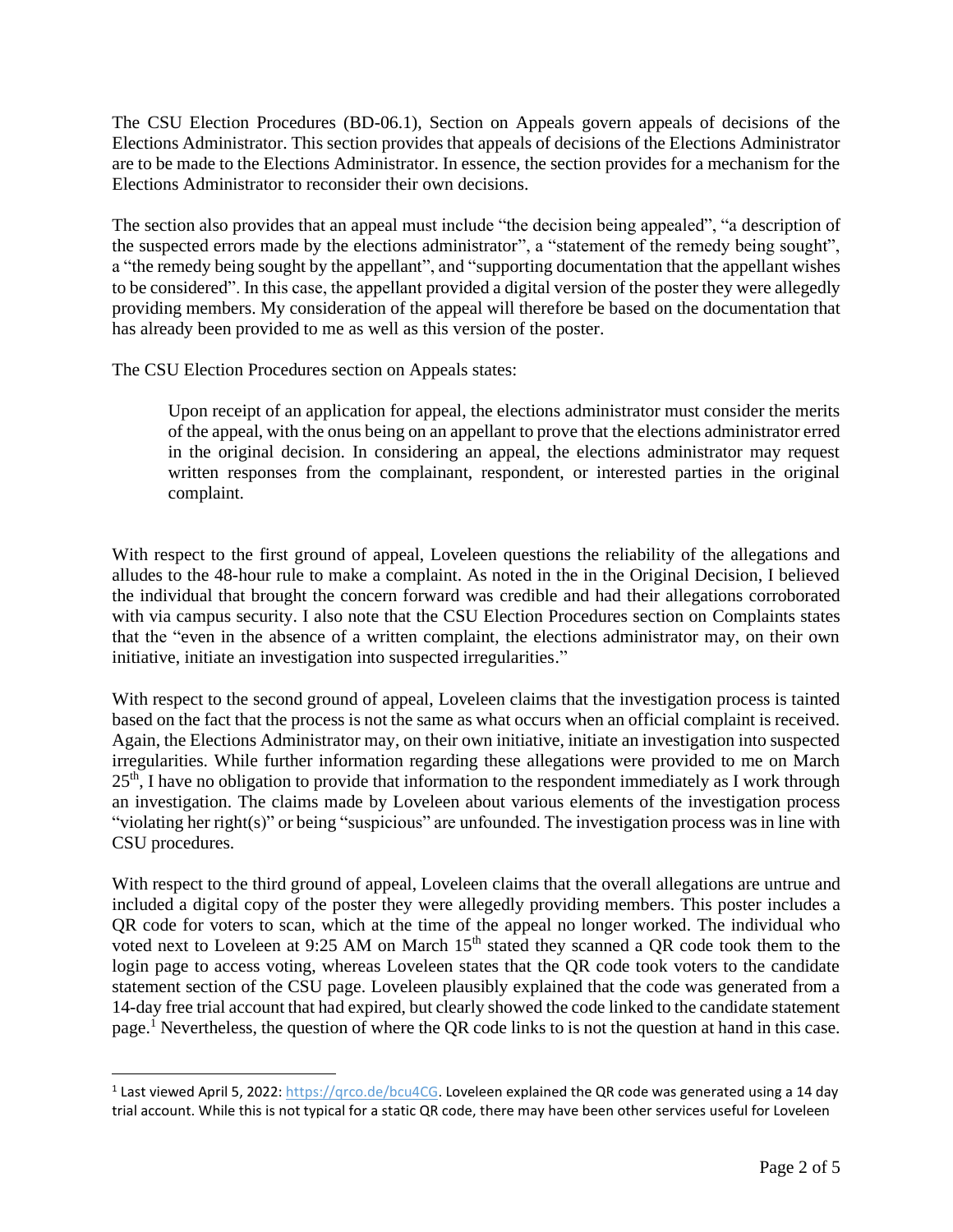The CSU Election Procedures (BD-06.1), Section on Appeals govern appeals of decisions of the Elections Administrator. This section provides that appeals of decisions of the Elections Administrator are to be made to the Elections Administrator. In essence, the section provides for a mechanism for the Elections Administrator to reconsider their own decisions.

The section also provides that an appeal must include "the decision being appealed", "a description of the suspected errors made by the elections administrator", a "statement of the remedy being sought", a "the remedy being sought by the appellant", and "supporting documentation that the appellant wishes to be considered". In this case, the appellant provided a digital version of the poster they were allegedly providing members. My consideration of the appeal will therefore be based on the documentation that has already been provided to me as well as this version of the poster.

The CSU Election Procedures section on Appeals states:

> Upon receipt of an application for appeal, the elections administrator must consider the merits of the appeal, with the onus being on an appellant to prove that the elections administrator erred in the original decision. In considering an appeal, the elections administrator may request written responses from the complainant, respondent, or interested parties in the original complaint.

With respect to the first ground of appeal, Loveleen questions the reliability of the allegations and alludes to the 48-hour rule to make a complaint. As noted in the in the Original Decision, I believed the individual that brought the concern forward was credible and had their allegations corroborated with via campus security. I also note that the CSU Election Procedures section on Complaints states that the "even in the absence of a written complaint, the elections administrator may, on their own initiative, initiate an investigation into suspected irregularities."

With respect to the second ground of appeal, Loveleen claims that the investigation process is tainted based on the fact that the process is not the same as what occurs when an official complaint is received. Again, the Elections Administrator may, on their own initiative, initiate an investigation into suspected irregularities. While further information regarding these allegations were provided to me on March 25th, I have no obligation to provide that information to the respondent immediately as I work through an investigation. The claims made by Loveleen about various elements of the investigation process "violating her right(s)" or being "suspicious" are unfounded. The investigation process was in line with CSU procedures.

With respect to the third ground of appeal, Loveleen claims that the overall allegations are untrue and included a digital copy of the poster they were allegedly providing members. This poster includes a QR code for voters to scan, which at the time of the appeal no longer worked. The individual who voted next to Loveleen at 9:25 AM on March 15th stated they scanned a QR code took them to the login page to access voting, whereas Loveleen states that the QR code took voters to the candidate statement section of the CSU page. Loveleen plausibly explained that the code was generated from a 14-day free trial account that had expired, but clearly showed the code linked to the candidate statement page.[1] Nevertheless, the question of where the QR code links to is not the question at hand in this case.

---

[1] Last viewed April 5, 2022: https://qrco.de/bcu4CG. Loveleen explained the QR code was generated using a 14 day trial account. While this is not typical for a static QR code, there may have been other services useful for Loveleen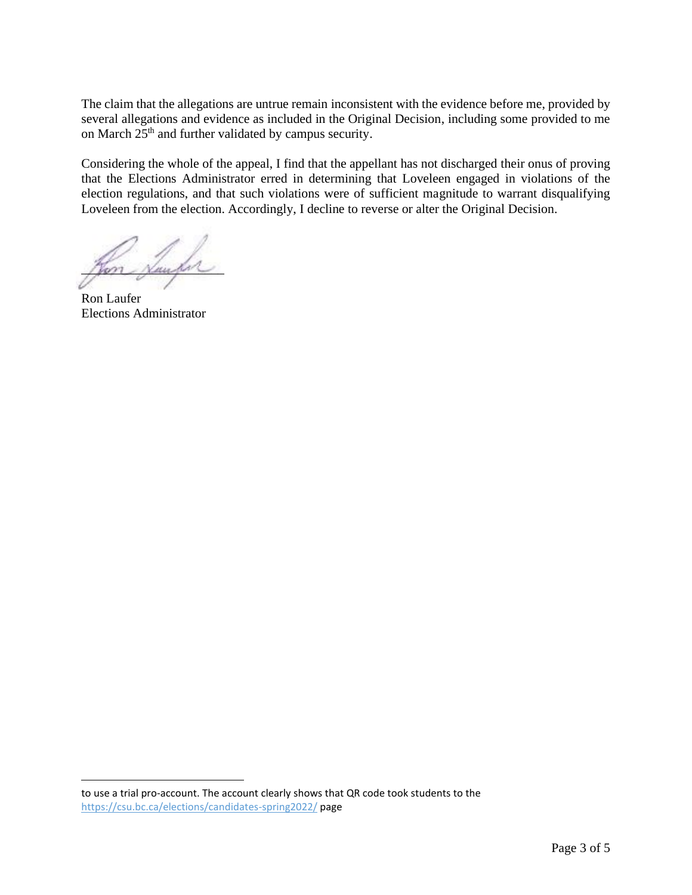The claim that the allegations are untrue remain inconsistent with the evidence before me, provided by several allegations and evidence as included in the Original Decision, including some provided to me on March 25th and further validated by campus security.

Considering the whole of the appeal, I find that the appellant has not discharged their onus of proving that the Elections Administrator erred in determining that Loveleen engaged in violations of the election regulations, and that such violations were of sufficient magnitude to warrant disqualifying Loveleen from the election. Accordingly, I decline to reverse or alter the Original Decision.

Ron Laufer
Elections Administrator

---

to use a trial pro-account. The account clearly shows that QR code took students to the https://csu.bc.ca/elections/candidates-spring2022/ page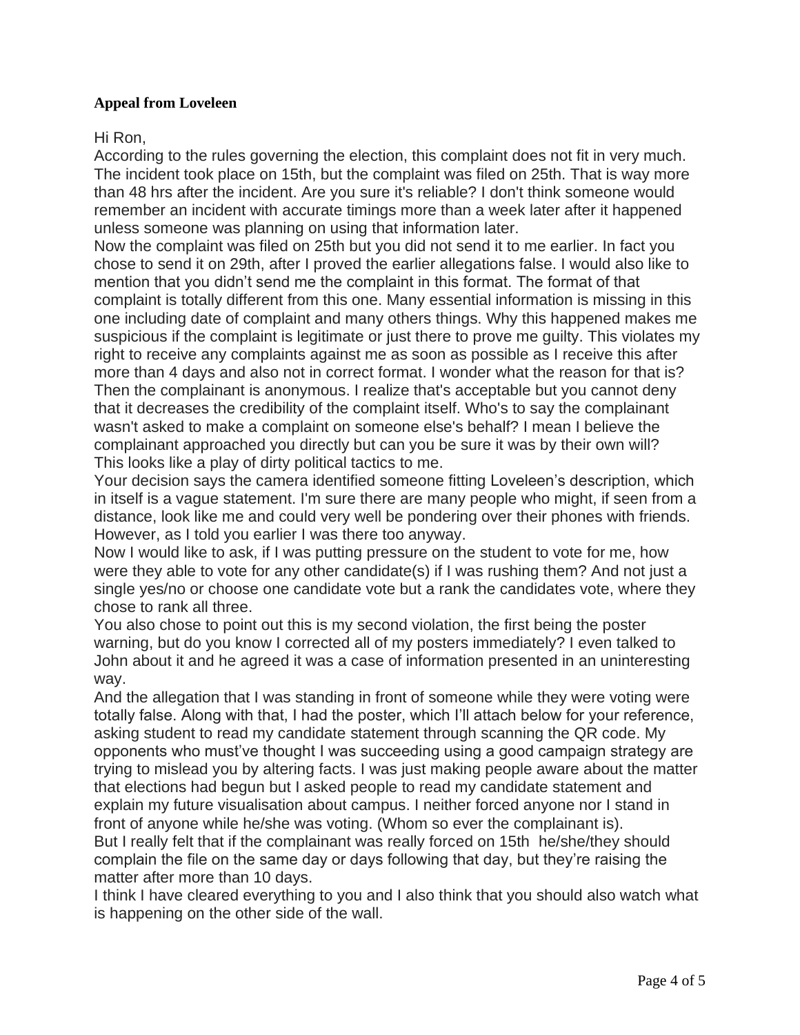**Appeal from Loveleen**

Hi Ron,

According to the rules governing the election, this complaint does not fit in very much. The incident took place on 15th, but the complaint was filed on 25th. That is way more than 48 hrs after the incident. Are you sure it's reliable? I don't think someone would remember an incident with accurate timings more than a week later after it happened unless someone was planning on using that information later.

Now the complaint was filed on 25th but you did not send it to me earlier. In fact you chose to send it on 29th, after I proved the earlier allegations false. I would also like to mention that you didn't send me the complaint in this format. The format of that complaint is totally different from this one. Many essential information is missing in this one including date of complaint and many others things. Why this happened makes me suspicious if the complaint is legitimate or just there to prove me guilty. This violates my right to receive any complaints against me as soon as possible as I receive this after more than 4 days and also not in correct format. I wonder what the reason for that is?

Then the complainant is anonymous. I realize that's acceptable but you cannot deny that it decreases the credibility of the complaint itself. Who's to say the complainant wasn't asked to make a complaint on someone else's behalf? I mean I believe the complainant approached you directly but can you be sure it was by their own will? This looks like a play of dirty political tactics to me.

Your decision says the camera identified someone fitting Loveleen's description, which in itself is a vague statement. I'm sure there are many people who might, if seen from a distance, look like me and could very well be pondering over their phones with friends. However, as I told you earlier I was there too anyway.

Now I would like to ask, if I was putting pressure on the student to vote for me, how were they able to vote for any other candidate(s) if I was rushing them? And not just a single yes/no or choose one candidate vote but a rank the candidates vote, where they chose to rank all three.

You also chose to point out this is my second violation, the first being the poster warning, but do you know I corrected all of my posters immediately? I even talked to John about it and he agreed it was a case of information presented in an uninteresting way.

And the allegation that I was standing in front of someone while they were voting were totally false. Along with that, I had the poster, which I'll attach below for your reference, asking student to read my candidate statement through scanning the QR code. My opponents who must've thought I was succeeding using a good campaign strategy are trying to mislead you by altering facts. I was just making people aware about the matter that elections had begun but I asked people to read my candidate statement and explain my future visualisation about campus. I neither forced anyone nor I stand in front of anyone while he/she was voting. (Whom so ever the complainant is).

But I really felt that if the complainant was really forced on 15th he/she/they should complain the file on the same day or days following that day, but they're raising the matter after more than 10 days.

I think I have cleared everything to you and I also think that you should also watch what is happening on the other side of the wall.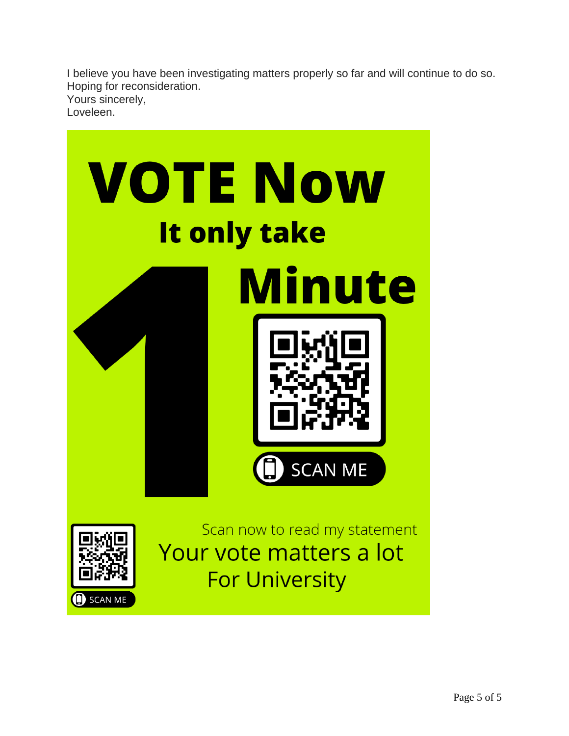I believe you have been investigating matters properly so far and will continue to do so.
Hoping for reconsideration.
Yours sincerely,
Loveleen.

# VOTE Now

## It only take

# 1 Minute

SCAN ME

Scan now to read my statement

Your vote matters a lot

For University

SCAN ME